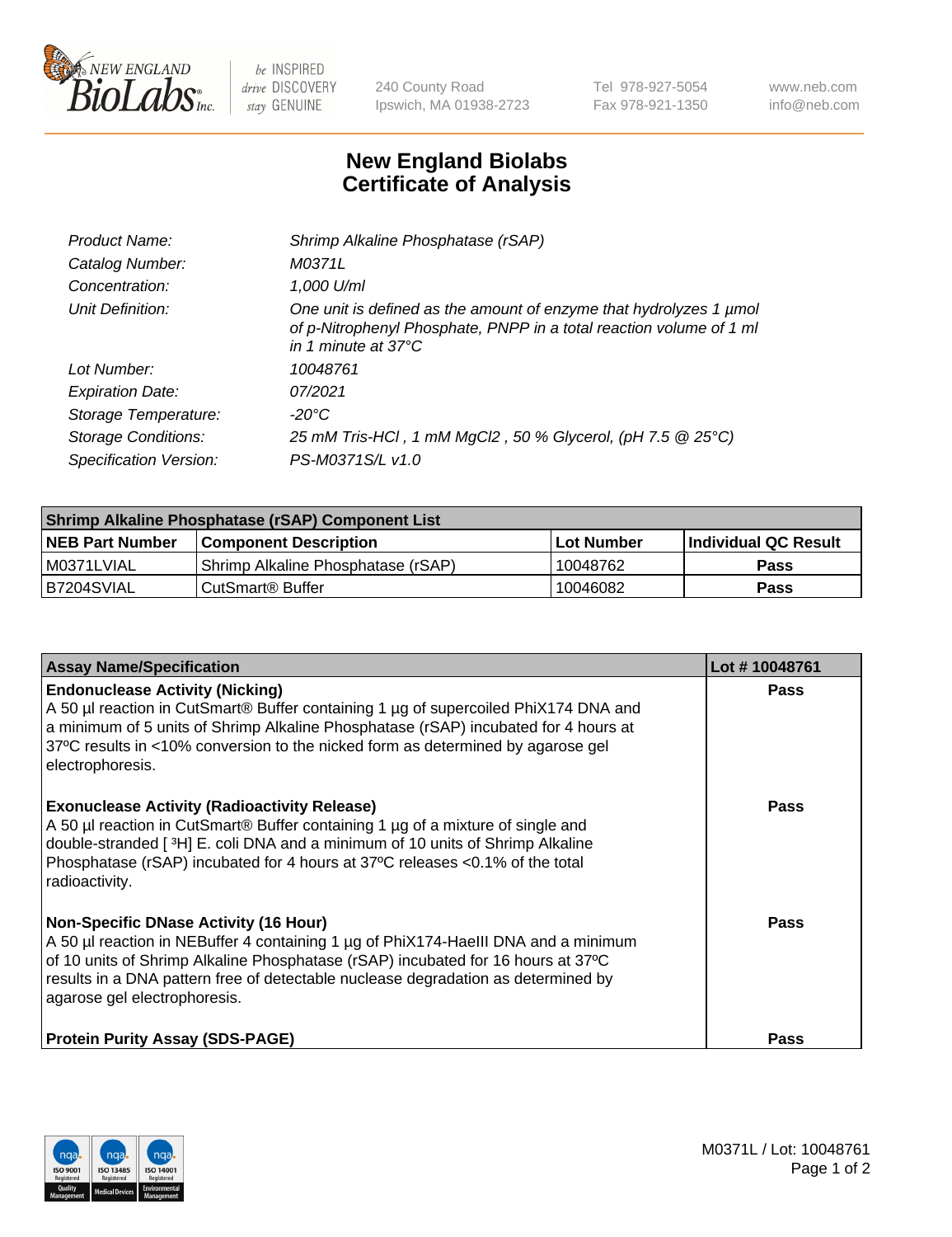# New England Biolabs Certificate of Analysis

| | |
|---|---|
| *Product Name:* | *Shrimp Alkaline Phosphatase (rSAP)* |
| *Catalog Number:* | *M0371L* |
| *Concentration:* | *1,000 U/ml* |
| *Unit Definition:* | *One unit is defined as the amount of enzyme that hydrolyzes 1 µmol of p-Nitrophenyl Phosphate, PNPP in a total reaction volume of 1 ml in 1 minute at 37°C* |
| *Lot Number:* | *10048761* |
| *Expiration Date:* | *07/2021* |
| *Storage Temperature:* | *-20°C* |
| *Storage Conditions:* | *25 mM Tris-HCl , 1 mM MgCl2 , 50 % Glycerol, (pH 7.5 @ 25°C)* |
| *Specification Version:* | *PS-M0371S/L v1.0* |

| Shrimp Alkaline Phosphatase (rSAP) Component List | | | |
|---|---|---|---|
| **NEB Part Number** | **Component Description** | **Lot Number** | **Individual QC Result** |
| M0371LVIAL | Shrimp Alkaline Phosphatase (rSAP) | 10048762 | **Pass** |
| B7204SVIAL | CutSmart® Buffer | 10046082 | **Pass** |

| Assay Name/Specification | Lot # 10048761 |
|---|---|
| **Endonuclease Activity (Nicking)** A 50 µl reaction in CutSmart® Buffer containing 1 µg of supercoiled PhiX174 DNA and a minimum of 5 units of Shrimp Alkaline Phosphatase (rSAP) incubated for 4 hours at 37ºC results in <10% conversion to the nicked form as determined by agarose gel electrophoresis. | **Pass** |
| **Exonuclease Activity (Radioactivity Release)** A 50 µl reaction in CutSmart® Buffer containing 1 µg of a mixture of single and double-stranded [ $^3$H] E. coli DNA and a minimum of 10 units of Shrimp Alkaline Phosphatase (rSAP) incubated for 4 hours at 37ºC releases <0.1% of the total radioactivity. | **Pass** |
| **Non-Specific DNase Activity (16 Hour)** A 50 µl reaction in NEBuffer 4 containing 1 µg of PhiX174-HaeIII DNA and a minimum of 10 units of Shrimp Alkaline Phosphatase (rSAP) incubated for 16 hours at 37ºC results in a DNA pattern free of detectable nuclease degradation as determined by agarose gel electrophoresis. | **Pass** |
| **Protein Purity Assay (SDS-PAGE)** | **Pass** |

M0371L / Lot: 10048761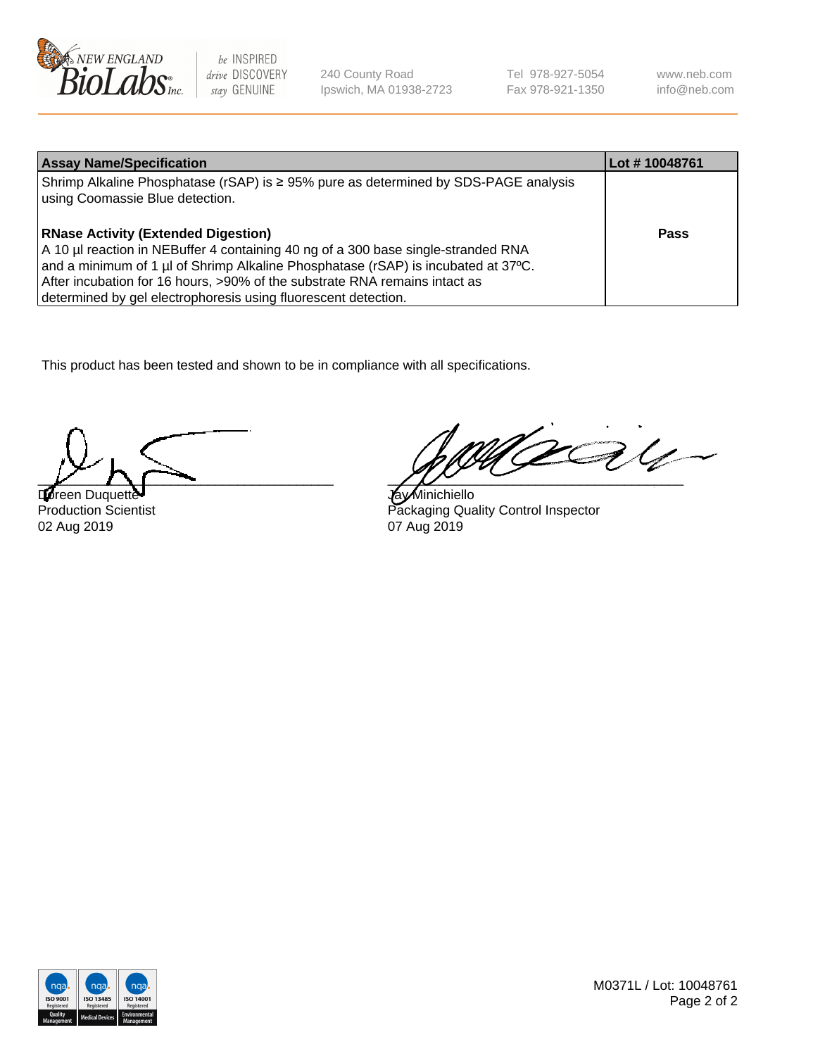240 County Road
Ipswich, MA 01938-2723

Tel 978-927-5054
Fax 978-921-1350

www.neb.com
info@neb.com

| Assay Name/Specification | Lot # 10048761 |
| --- | --- |
| Shrimp Alkaline Phosphatase (rSAP) is ≥ 95% pure as determined by SDS-PAGE analysis using Coomassie Blue detection. | |
| **RNase Activity (Extended Digestion)**<br>A 10 µl reaction in NEBuffer 4 containing 40 ng of a 300 base single-stranded RNA and a minimum of 1 µl of Shrimp Alkaline Phosphatase (rSAP) is incubated at 37ºC. After incubation for 16 hours, >90% of the substrate RNA remains intact as determined by gel electrophoresis using fluorescent detection. | **Pass** |

This product has been tested and shown to be in compliance with all specifications.

Doreen Duquette
Production Scientist
02 Aug 2019

Jay Minichiello
Packaging Quality Control Inspector
07 Aug 2019

M0371L / Lot: 10048761